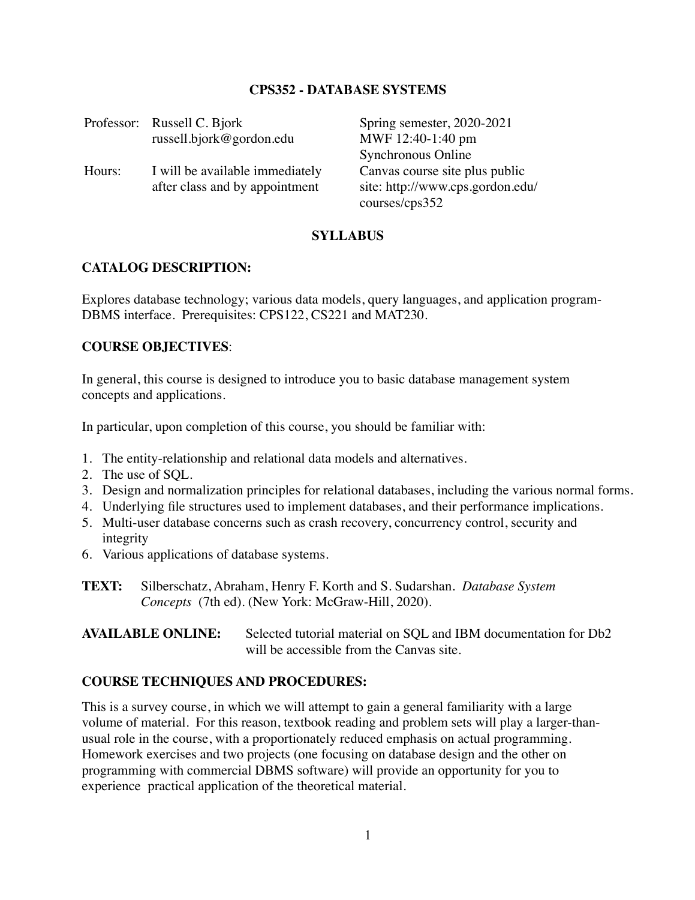# CPS352 - DATABASE SYSTEMS

| | | |
|---|---|---|
| Professor: | Russell C. Bjork<br>russell.bjork@gordon.edu | Spring semester, 2020-2021<br>MWF 12:40-1:40 pm<br>Synchronous Online |
| Hours: | I will be available immediately after class and by appointment | Canvas course site plus public site: http://www.cps.gordon.edu/courses/cps352 |

## SYLLABUS

### CATALOG DESCRIPTION:

Explores database technology; various data models, query languages, and application program-DBMS interface. Prerequisites: CPS122, CS221 and MAT230.

### COURSE OBJECTIVES:

In general, this course is designed to introduce you to basic database management system concepts and applications.

In particular, upon completion of this course, you should be familiar with:

1. The entity-relationship and relational data models and alternatives.
2. The use of SQL.
3. Design and normalization principles for relational databases, including the various normal forms.
4. Underlying file structures used to implement databases, and their performance implications.
5. Multi-user database concerns such as crash recovery, concurrency control, security and integrity
6. Various applications of database systems.

**TEXT:** Silberschatz, Abraham, Henry F. Korth and S. Sudarshan. *Database System Concepts* (7th ed). (New York: McGraw-Hill, 2020).

**AVAILABLE ONLINE:** Selected tutorial material on SQL and IBM documentation for Db2 will be accessible from the Canvas site.

### COURSE TECHNIQUES AND PROCEDURES:

This is a survey course, in which we will attempt to gain a general familiarity with a large volume of material. For this reason, textbook reading and problem sets will play a larger-than-usual role in the course, with a proportionately reduced emphasis on actual programming. Homework exercises and two projects (one focusing on database design and the other on programming with commercial DBMS software) will provide an opportunity for you to experience practical application of the theoretical material.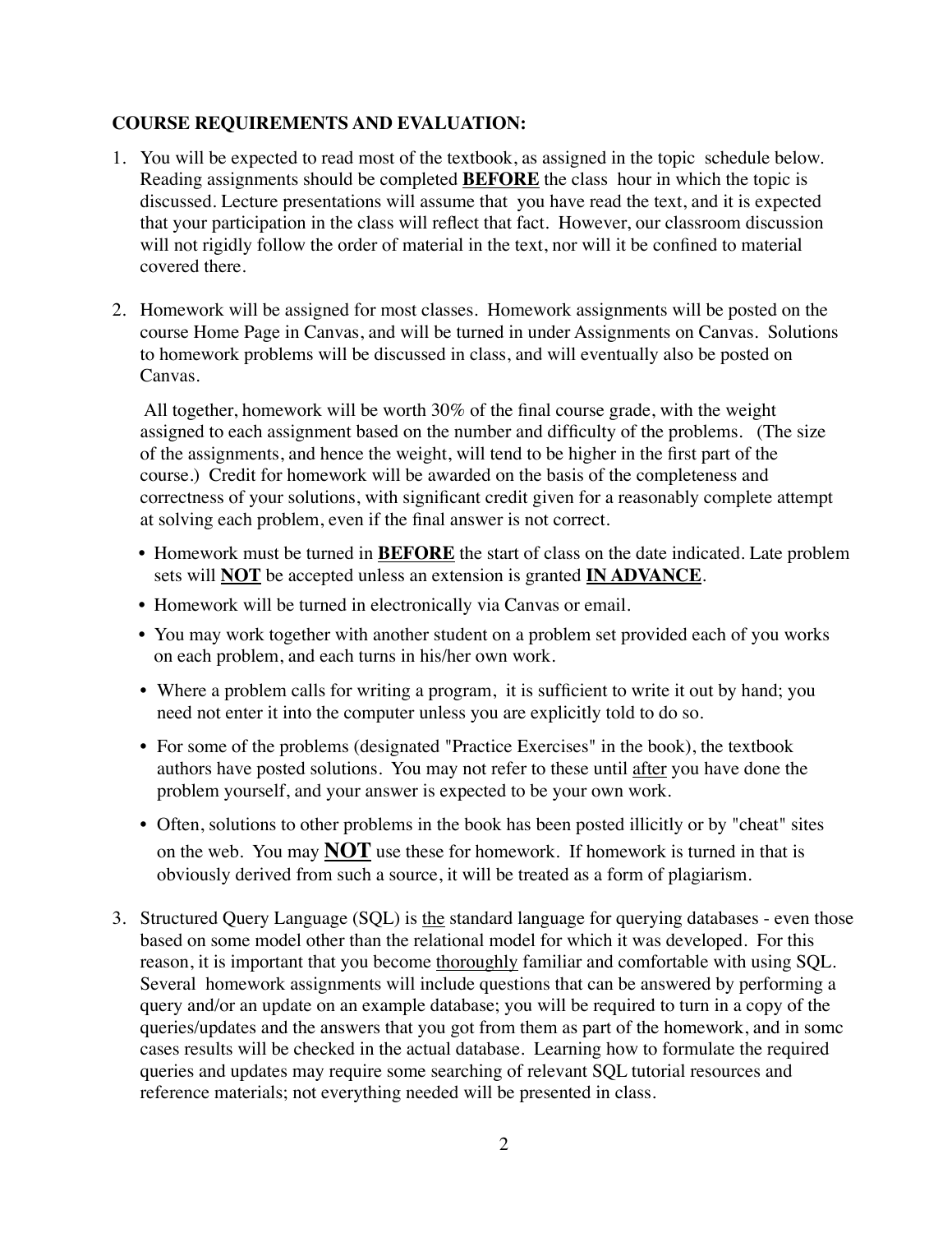**COURSE REQUIREMENTS AND EVALUATION:**

1. You will be expected to read most of the textbook, as assigned in the topic schedule below. Reading assignments should be completed **BEFORE** the class hour in which the topic is discussed. Lecture presentations will assume that you have read the text, and it is expected that your participation in the class will reflect that fact. However, our classroom discussion will not rigidly follow the order of material in the text, nor will it be confined to material covered there.

2. Homework will be assigned for most classes. Homework assignments will be posted on the course Home Page in Canvas, and will be turned in under Assignments on Canvas. Solutions to homework problems will be discussed in class, and will eventually also be posted on Canvas.

   All together, homework will be worth 30% of the final course grade, with the weight assigned to each assignment based on the number and difficulty of the problems. (The size of the assignments, and hence the weight, will tend to be higher in the first part of the course.) Credit for homework will be awarded on the basis of the completeness and correctness of your solutions, with significant credit given for a reasonably complete attempt at solving each problem, even if the final answer is not correct.

   - Homework must be turned in **BEFORE** the start of class on the date indicated. Late problem sets will **NOT** be accepted unless an extension is granted **IN ADVANCE**.
   - Homework will be turned in electronically via Canvas or email.
   - You may work together with another student on a problem set provided each of you works on each problem, and each turns in his/her own work.
   - Where a problem calls for writing a program, it is sufficient to write it out by hand; you need not enter it into the computer unless you are explicitly told to do so.
   - For some of the problems (designated "Practice Exercises" in the book), the textbook authors have posted solutions. You may not refer to these until after you have done the problem yourself, and your answer is expected to be your own work.
   - Often, solutions to other problems in the book has been posted illicitly or by "cheat" sites on the web. You may **NOT** use these for homework. If homework is turned in that is obviously derived from such a source, it will be treated as a form of plagiarism.

3. Structured Query Language (SQL) is the standard language for querying databases - even those based on some model other than the relational model for which it was developed. For this reason, it is important that you become thoroughly familiar and comfortable with using SQL. Several homework assignments will include questions that can be answered by performing a query and/or an update on an example database; you will be required to turn in a copy of the queries/updates and the answers that you got from them as part of the homework, and in somc cases results will be checked in the actual database. Learning how to formulate the required queries and updates may require some searching of relevant SQL tutorial resources and reference materials; not everything needed will be presented in class.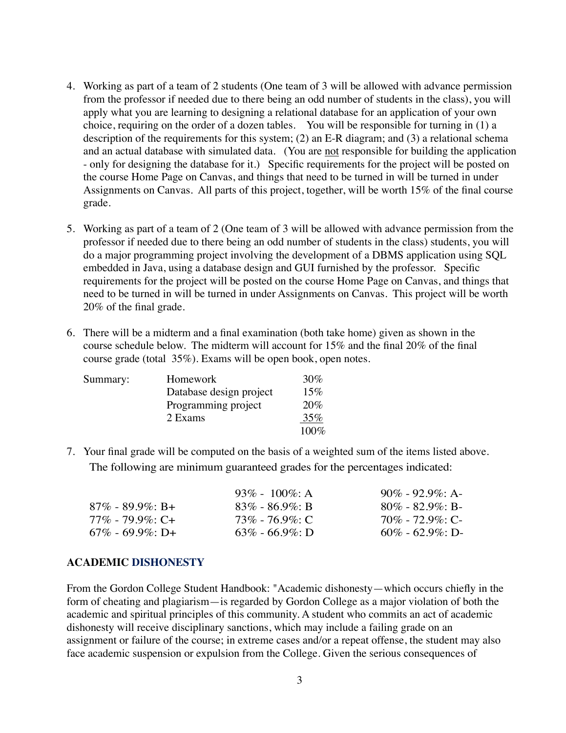4. Working as part of a team of 2 students (One team of 3 will be allowed with advance permission from the professor if needed due to there being an odd number of students in the class), you will apply what you are learning to designing a relational database for an application of your own choice, requiring on the order of a dozen tables. You will be responsible for turning in (1) a description of the requirements for this system; (2) an E-R diagram; and (3) a relational schema and an actual database with simulated data. (You are <u>not</u> responsible for building the application - only for designing the database for it.) Specific requirements for the project will be posted on the course Home Page on Canvas, and things that need to be turned in will be turned in under Assignments on Canvas. All parts of this project, together, will be worth 15% of the final course grade.

5. Working as part of a team of 2 (One team of 3 will be allowed with advance permission from the professor if needed due to there being an odd number of students in the class) students, you will do a major programming project involving the development of a DBMS application using SQL embedded in Java, using a database design and GUI furnished by the professor. Specific requirements for the project will be posted on the course Home Page on Canvas, and things that need to be turned in will be turned in under Assignments on Canvas. This project will be worth 20% of the final grade.

6. There will be a midterm and a final examination (both take home) given as shown in the course schedule below. The midterm will account for 15% and the final 20% of the final course grade (total 35%). Exams will be open book, open notes.

| Summary: | | |
|---|---|---|
| | Homework | 30% |
| | Database design project | 15% |
| | Programming project | 20% |
| | 2 Exams | 35% |
| | | 100% |

7. Your final grade will be computed on the basis of a weighted sum of the items listed above. The following are minimum guaranteed grades for the percentages indicated:

| | | |
|---|---|---|
| | 93% - 100%: A | 90% - 92.9%: A- |
| 87% - 89.9%: B+ | 83% - 86.9%: B | 80% - 82.9%: B- |
| 77% - 79.9%: C+ | 73% - 76.9%: C | 70% - 72.9%: C- |
| 67% - 69.9%: D+ | 63% - 66.9%: D | 60% - 62.9%: D- |

**ACADEMIC DISHONESTY**

From the Gordon College Student Handbook: "Academic dishonesty—which occurs chiefly in the form of cheating and plagiarism—is regarded by Gordon College as a major violation of both the academic and spiritual principles of this community. A student who commits an act of academic dishonesty will receive disciplinary sanctions, which may include a failing grade on an assignment or failure of the course; in extreme cases and/or a repeat offense, the student may also face academic suspension or expulsion from the College. Given the serious consequences of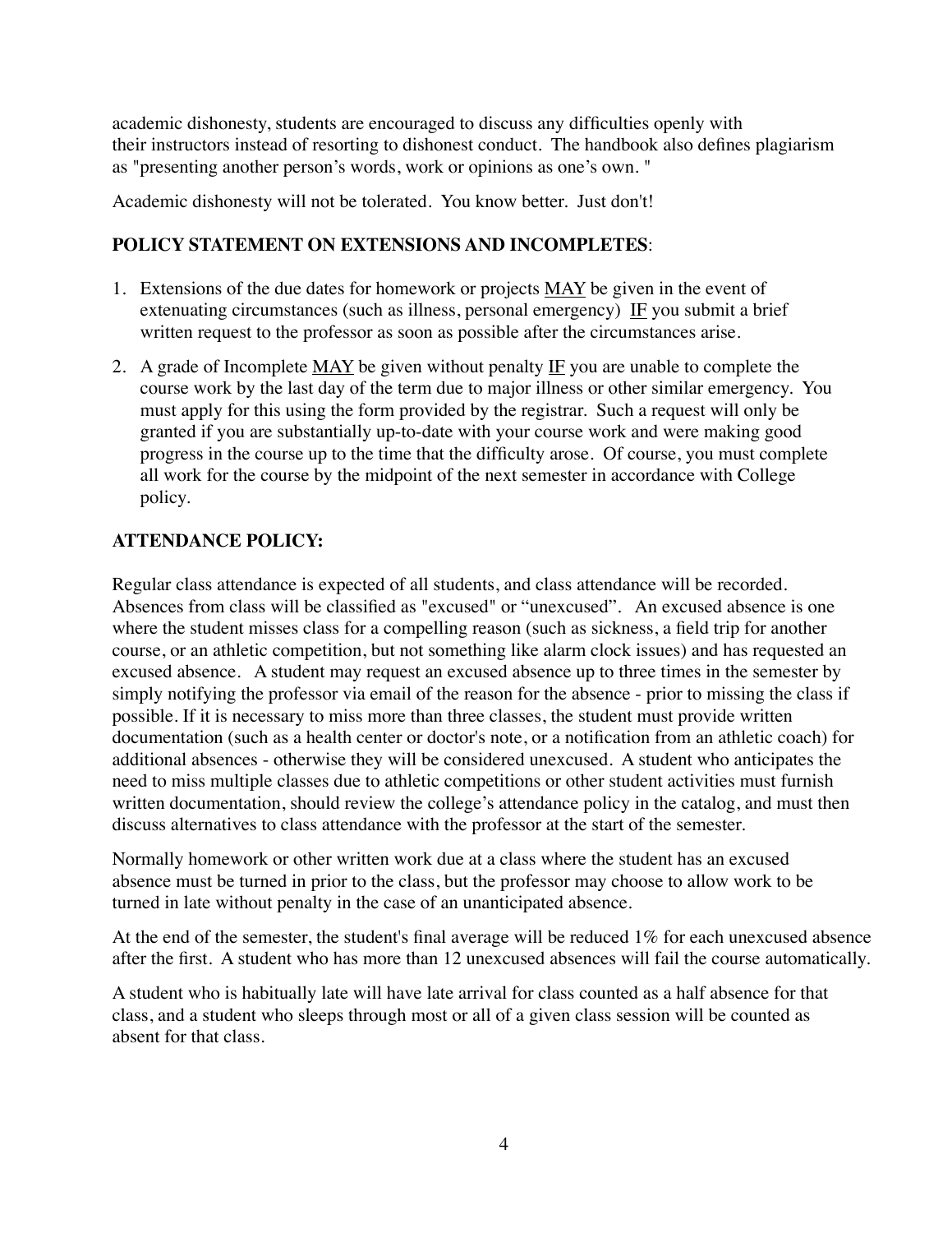academic dishonesty, students are encouraged to discuss any difficulties openly with their instructors instead of resorting to dishonest conduct. The handbook also defines plagiarism as "presenting another person's words, work or opinions as one's own. "

Academic dishonesty will not be tolerated. You know better. Just don't!

**POLICY STATEMENT ON EXTENSIONS AND INCOMPLETES**:

1. Extensions of the due dates for homework or projects <u>MAY</u> be given in the event of extenuating circumstances (such as illness, personal emergency) <u>IF</u> you submit a brief written request to the professor as soon as possible after the circumstances arise.
2. A grade of Incomplete <u>MAY</u> be given without penalty <u>IF</u> you are unable to complete the course work by the last day of the term due to major illness or other similar emergency. You must apply for this using the form provided by the registrar. Such a request will only be granted if you are substantially up-to-date with your course work and were making good progress in the course up to the time that the difficulty arose. Of course, you must complete all work for the course by the midpoint of the next semester in accordance with College policy.

**ATTENDANCE POLICY:**

Regular class attendance is expected of all students, and class attendance will be recorded. Absences from class will be classified as "excused" or "unexcused". An excused absence is one where the student misses class for a compelling reason (such as sickness, a field trip for another course, or an athletic competition, but not something like alarm clock issues) and has requested an excused absence. A student may request an excused absence up to three times in the semester by simply notifying the professor via email of the reason for the absence - prior to missing the class if possible. If it is necessary to miss more than three classes, the student must provide written documentation (such as a health center or doctor's note, or a notification from an athletic coach) for additional absences - otherwise they will be considered unexcused. A student who anticipates the need to miss multiple classes due to athletic competitions or other student activities must furnish written documentation, should review the college's attendance policy in the catalog, and must then discuss alternatives to class attendance with the professor at the start of the semester.

Normally homework or other written work due at a class where the student has an excused absence must be turned in prior to the class, but the professor may choose to allow work to be turned in late without penalty in the case of an unanticipated absence.

At the end of the semester, the student's final average will be reduced 1% for each unexcused absence after the first. A student who has more than 12 unexcused absences will fail the course automatically.

A student who is habitually late will have late arrival for class counted as a half absence for that class, and a student who sleeps through most or all of a given class session will be counted as absent for that class.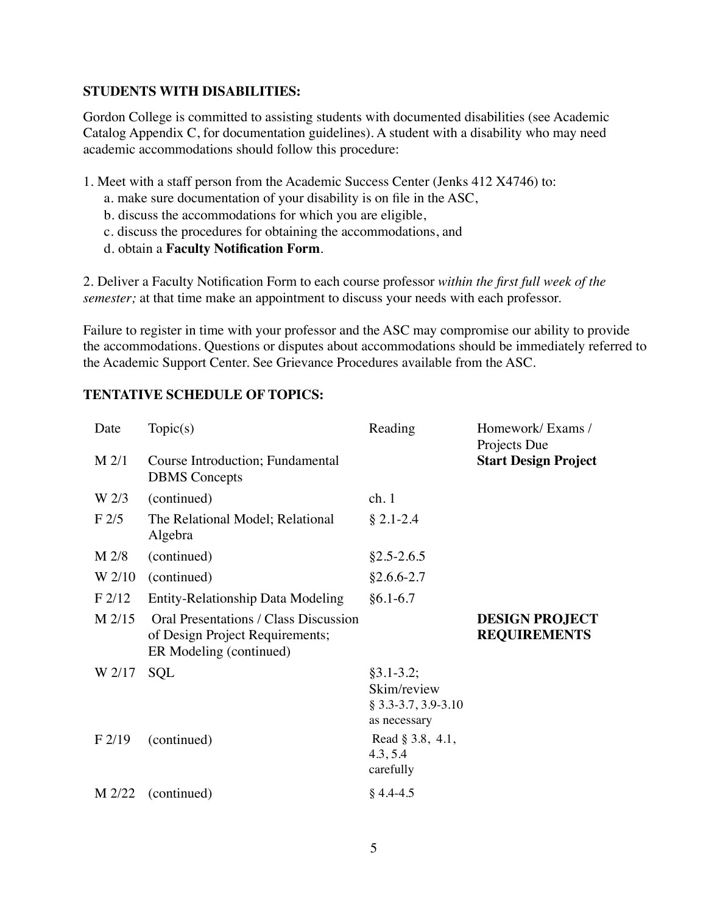## STUDENTS WITH DISABILITIES:

Gordon College is committed to assisting students with documented disabilities (see Academic Catalog Appendix C, for documentation guidelines). A student with a disability who may need academic accommodations should follow this procedure:

1. Meet with a staff person from the Academic Success Center (Jenks 412 X4746) to:
   a. make sure documentation of your disability is on file in the ASC,
   b. discuss the accommodations for which you are eligible,
   c. discuss the procedures for obtaining the accommodations, and
   d. obtain a **Faculty Notification Form**.

2. Deliver a Faculty Notification Form to each course professor *within the first full week of the semester;* at that time make an appointment to discuss your needs with each professor.

Failure to register in time with your professor and the ASC may compromise our ability to provide the accommodations. Questions or disputes about accommodations should be immediately referred to the Academic Support Center. See Grievance Procedures available from the ASC.

## TENTATIVE SCHEDULE OF TOPICS:

| Date | Topic(s) | Reading | Homework/ Exams / Projects Due |
|---|---|---|---|
| M 2/1 | Course Introduction; Fundamental DBMS Concepts | | **Start Design Project** |
| W 2/3 | (continued) | ch. 1 | |
| F 2/5 | The Relational Model; Relational Algebra | § 2.1-2.4 | |
| M 2/8 | (continued) | §2.5-2.6.5 | |
| W 2/10 | (continued) | §2.6.6-2.7 | |
| F 2/12 | Entity-Relationship Data Modeling | §6.1-6.7 | |
| M 2/15 | Oral Presentations / Class Discussion of Design Project Requirements; ER Modeling (continued) | | **DESIGN PROJECT REQUIREMENTS** |
| W 2/17 | SQL | §3.1-3.2; Skim/review § 3.3-3.7, 3.9-3.10 as necessary | |
| F 2/19 | (continued) | Read § 3.8, 4.1, 4.3, 5.4 carefully | |
| M 2/22 | (continued) | § 4.4-4.5 | |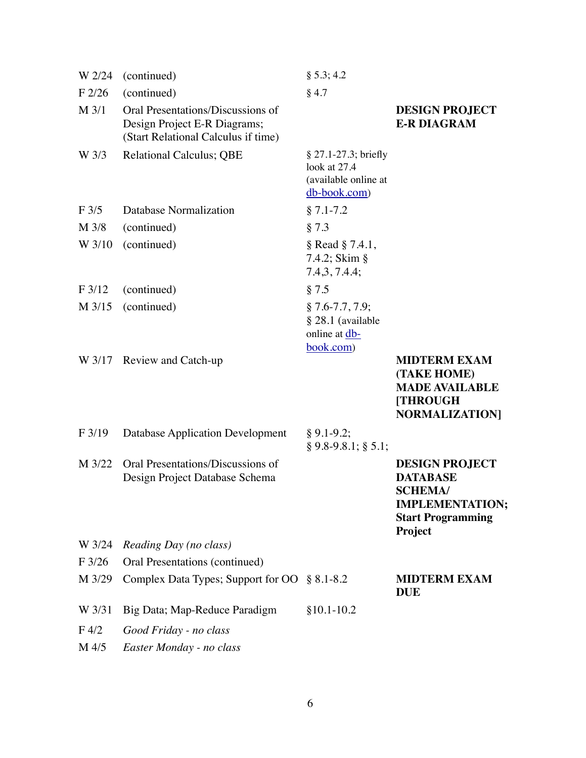| | | | |
|---|---|---|---|
| W 2/24 | (continued) | § 5.3; 4.2 | |
| F 2/26 | (continued) | § 4.7 | |
| M 3/1 | Oral Presentations/Discussions of Design Project E-R Diagrams; (Start Relational Calculus if time) | | **DESIGN PROJECT E-R DIAGRAM** |
| W 3/3 | Relational Calculus; QBE | § 27.1-27.3; briefly look at 27.4 (available online at [db-book.com](db-book.com)) | |
| F 3/5 | Database Normalization | § 7.1-7.2 | |
| M 3/8 | (continued) | § 7.3 | |
| W 3/10 | (continued) | § Read § 7.4.1, 7.4.2; Skim § 7.4,3, 7.4.4; | |
| F 3/12 | (continued) | § 7.5 | |
| M 3/15 | (continued) | § 7.6-7.7, 7.9; § 28.1 (available online at [db-book.com](db-book.com)) | |
| W 3/17 | Review and Catch-up | | **MIDTERM EXAM (TAKE HOME) MADE AVAILABLE [THROUGH NORMALIZATION]** |
| F 3/19 | Database Application Development | § 9.1-9.2; § 9.8-9.8.1; § 5.1; | |
| M 3/22 | Oral Presentations/Discussions of Design Project Database Schema | | **DESIGN PROJECT DATABASE SCHEMA/ IMPLEMENTATION; Start Programming Project** |
| W 3/24 | *Reading Day (no class)* | | |
| F 3/26 | Oral Presentations (continued) | | |
| M 3/29 | Complex Data Types; Support for OO | § 8.1-8.2 | **MIDTERM EXAM DUE** |
| W 3/31 | Big Data; Map-Reduce Paradigm | §10.1-10.2 | |
| F 4/2 | *Good Friday - no class* | | |
| M 4/5 | *Easter Monday - no class* | | |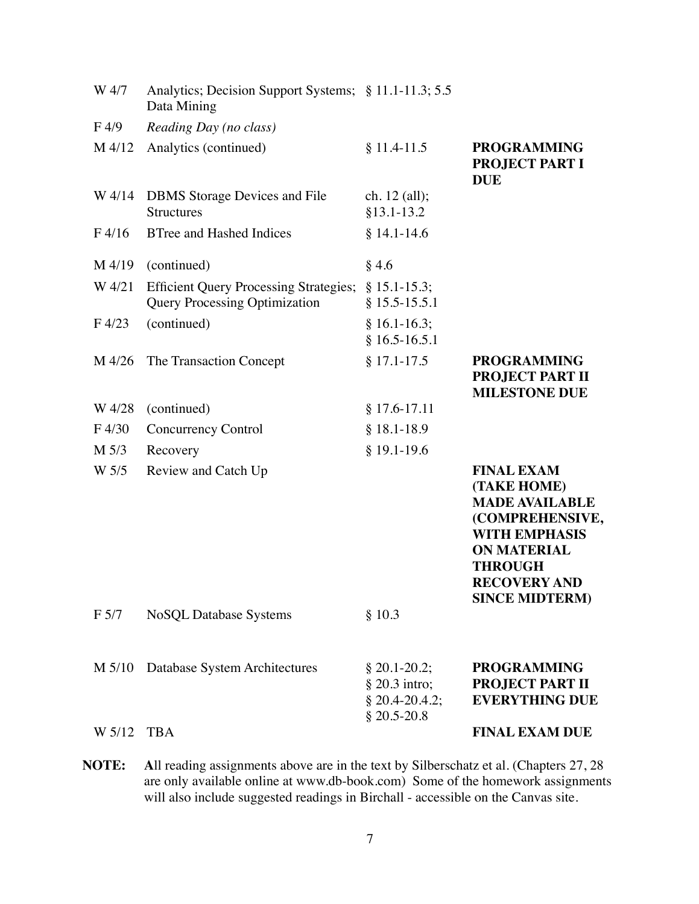| | | | |
|---|---|---|---|
| W 4/7 | Analytics; Decision Support Systems; Data Mining | § 11.1-11.3; 5.5 | |
| F 4/9 | *Reading Day (no class)* | | |
| M 4/12 | Analytics (continued) | § 11.4-11.5 | **PROGRAMMING PROJECT PART I DUE** |
| W 4/14 | DBMS Storage Devices and File Structures | ch. 12 (all); §13.1-13.2 | |
| F 4/16 | BTree and Hashed Indices | § 14.1-14.6 | |
| M 4/19 | (continued) | § 4.6 | |
| W 4/21 | Efficient Query Processing Strategies; Query Processing Optimization | § 15.1-15.3; § 15.5-15.5.1 | |
| F 4/23 | (continued) | § 16.1-16.3; § 16.5-16.5.1 | |
| M 4/26 | The Transaction Concept | § 17.1-17.5 | **PROGRAMMING PROJECT PART II MILESTONE DUE** |
| W 4/28 | (continued) | § 17.6-17.11 | |
| F 4/30 | Concurrency Control | § 18.1-18.9 | |
| M 5/3 | Recovery | § 19.1-19.6 | |
| W 5/5 | Review and Catch Up | | **FINAL EXAM (TAKE HOME) MADE AVAILABLE (COMPREHENSIVE, WITH EMPHASIS ON MATERIAL THROUGH RECOVERY AND SINCE MIDTERM)** |
| F 5/7 | NoSQL Database Systems | § 10.3 | |
| M 5/10 | Database System Architectures | § 20.1-20.2; § 20.3 intro; § 20.4-20.4.2; § 20.5-20.8 | **PROGRAMMING PROJECT PART II EVERYTHING DUE** |
| W 5/12 | TBA | | **FINAL EXAM DUE** |

**NOTE:** **A**ll reading assignments above are in the text by Silberschatz et al. (Chapters 27, 28 are only available online at www.db-book.com) Some of the homework assignments will also include suggested readings in Birchall - accessible on the Canvas site.